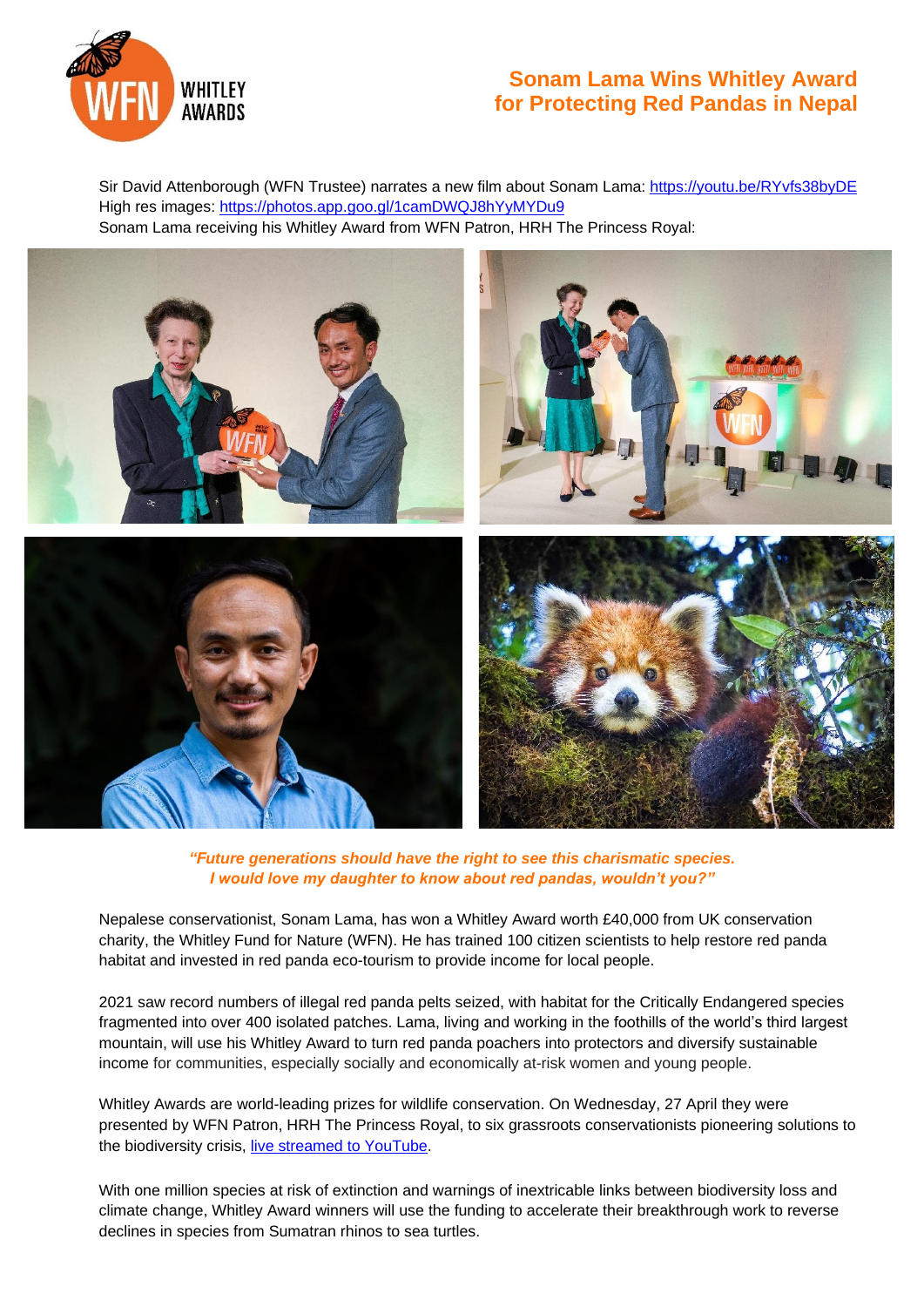# Sonam Lama Wins Whitley Award for Protecting Red Pandas in Nepal

Sir David Attenborough (WFN Trustee) narrates a new film about Sonam Lama: https://youtu.be/RYvfs38byDE
High res images: https://photos.app.goo.gl/1camDWQJ8hYyMYDu9
Sonam Lama receiving his Whitley Award from WFN Patron, HRH The Princess Royal:

***"Future generations should have the right to see this charismatic species. I would love my daughter to know about red pandas, wouldn't you?"***

Nepalese conservationist, Sonam Lama, has won a Whitley Award worth £40,000 from UK conservation charity, the Whitley Fund for Nature (WFN). He has trained 100 citizen scientists to help restore red panda habitat and invested in red panda eco-tourism to provide income for local people.

2021 saw record numbers of illegal red panda pelts seized, with habitat for the Critically Endangered species fragmented into over 400 isolated patches. Lama, living and working in the foothills of the world's third largest mountain, will use his Whitley Award to turn red panda poachers into protectors and diversify sustainable income for communities, especially socially and economically at-risk women and young people.

Whitley Awards are world-leading prizes for wildlife conservation. On Wednesday, 27 April they were presented by WFN Patron, HRH The Princess Royal, to six grassroots conservationists pioneering solutions to the biodiversity crisis, live streamed to YouTube.

With one million species at risk of extinction and warnings of inextricable links between biodiversity loss and climate change, Whitley Award winners will use the funding to accelerate their breakthrough work to reverse declines in species from Sumatran rhinos to sea turtles.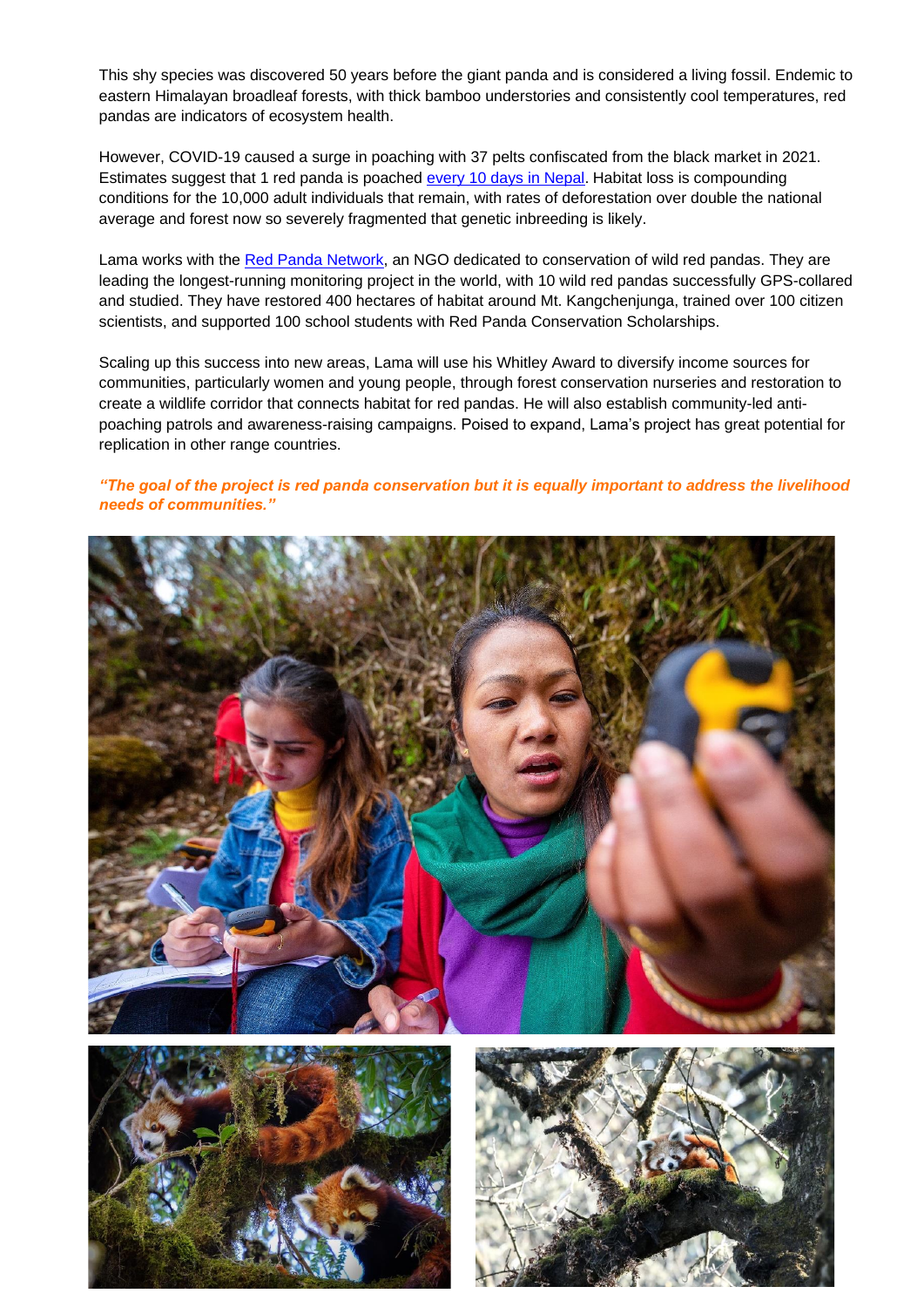This shy species was discovered 50 years before the giant panda and is considered a living fossil. Endemic to eastern Himalayan broadleaf forests, with thick bamboo understories and consistently cool temperatures, red pandas are indicators of ecosystem health.

However, COVID-19 caused a surge in poaching with 37 pelts confiscated from the black market in 2021. Estimates suggest that 1 red panda is poached [every 10 days in Nepal](). Habitat loss is compounding conditions for the 10,000 adult individuals that remain, with rates of deforestation over double the national average and forest now so severely fragmented that genetic inbreeding is likely.

Lama works with the [Red Panda Network](), an NGO dedicated to conservation of wild red pandas. They are leading the longest-running monitoring project in the world, with 10 wild red pandas successfully GPS-collared and studied. They have restored 400 hectares of habitat around Mt. Kangchenjunga, trained over 100 citizen scientists, and supported 100 school students with Red Panda Conservation Scholarships.

Scaling up this success into new areas, Lama will use his Whitley Award to diversify income sources for communities, particularly women and young people, through forest conservation nurseries and restoration to create a wildlife corridor that connects habitat for red pandas. He will also establish community-led anti-poaching patrols and awareness-raising campaigns. Poised to expand, Lama's project has great potential for replication in other range countries.

***"The goal of the project is red panda conservation but it is equally important to address the livelihood needs of communities."***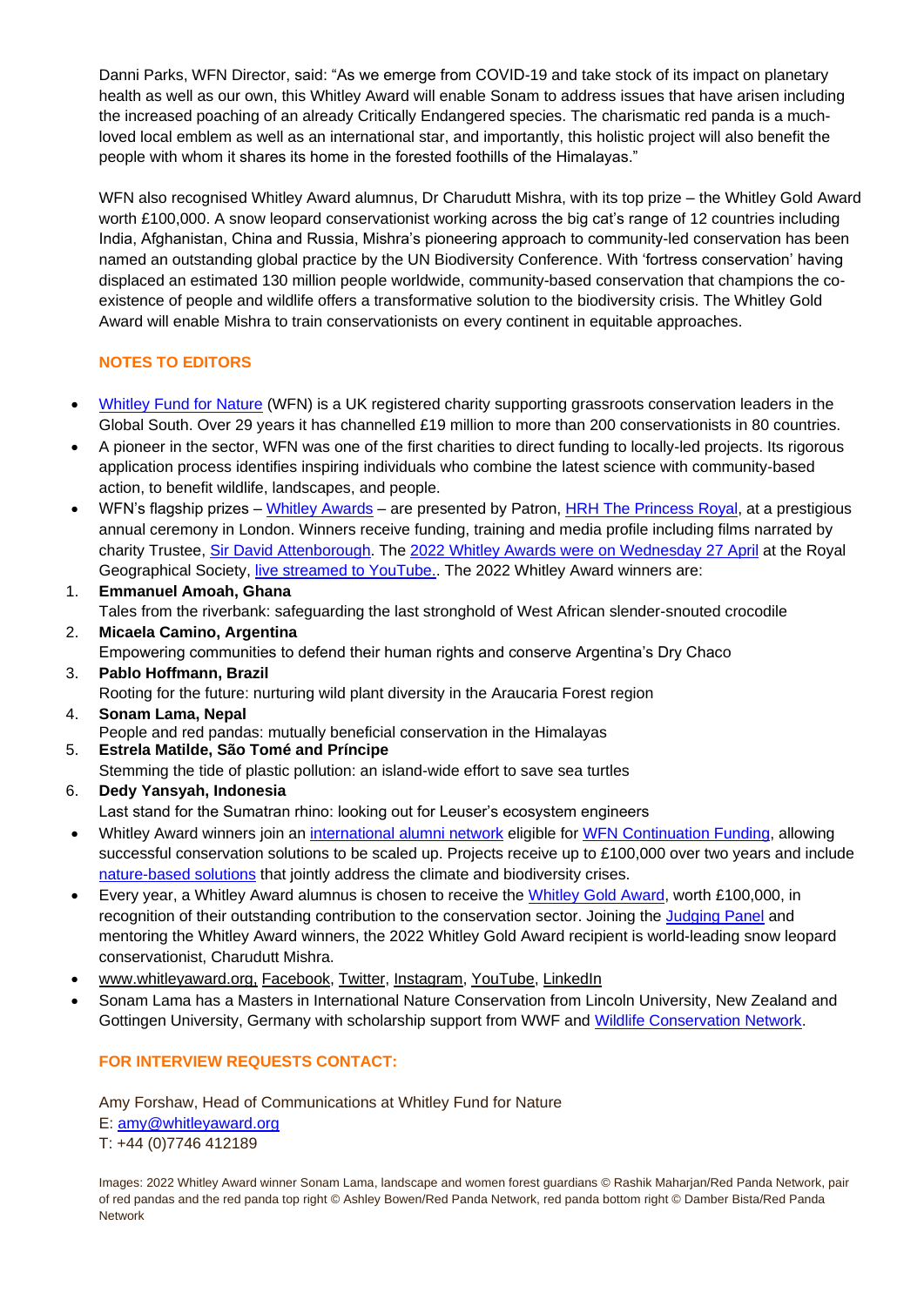Danni Parks, WFN Director, said: "As we emerge from COVID-19 and take stock of its impact on planetary health as well as our own, this Whitley Award will enable Sonam to address issues that have arisen including the increased poaching of an already Critically Endangered species. The charismatic red panda is a much-loved local emblem as well as an international star, and importantly, this holistic project will also benefit the people with whom it shares its home in the forested foothills of the Himalayas."

WFN also recognised Whitley Award alumnus, Dr Charudutt Mishra, with its top prize – the Whitley Gold Award worth £100,000. A snow leopard conservationist working across the big cat's range of 12 countries including India, Afghanistan, China and Russia, Mishra's pioneering approach to community-led conservation has been named an outstanding global practice by the UN Biodiversity Conference. With 'fortress conservation' having displaced an estimated 130 million people worldwide, community-based conservation that champions the co-existence of people and wildlife offers a transformative solution to the biodiversity crisis. The Whitley Gold Award will enable Mishra to train conservationists on every continent in equitable approaches.

## NOTES TO EDITORS

- Whitley Fund for Nature (WFN) is a UK registered charity supporting grassroots conservation leaders in the Global South. Over 29 years it has channelled £19 million to more than 200 conservationists in 80 countries.
- A pioneer in the sector, WFN was one of the first charities to direct funding to locally-led projects. Its rigorous application process identifies inspiring individuals who combine the latest science with community-based action, to benefit wildlife, landscapes, and people.
- WFN's flagship prizes – Whitley Awards – are presented by Patron, HRH The Princess Royal, at a prestigious annual ceremony in London. Winners receive funding, training and media profile including films narrated by charity Trustee, Sir David Attenborough. The 2022 Whitley Awards were on Wednesday 27 April at the Royal Geographical Society, live streamed to YouTube.. The 2022 Whitley Award winners are:

1. **Emmanuel Amoah, Ghana**
   Tales from the riverbank: safeguarding the last stronghold of West African slender-snouted crocodile
2. **Micaela Camino, Argentina**
   Empowering communities to defend their human rights and conserve Argentina's Dry Chaco
3. **Pablo Hoffmann, Brazil**
   Rooting for the future: nurturing wild plant diversity in the Araucaria Forest region
4. **Sonam Lama, Nepal**
   People and red pandas: mutually beneficial conservation in the Himalayas
5. **Estrela Matilde, São Tomé and Príncipe**
   Stemming the tide of plastic pollution: an island-wide effort to save sea turtles
6. **Dedy Yansyah, Indonesia**
   Last stand for the Sumatran rhino: looking out for Leuser's ecosystem engineers

- Whitley Award winners join an international alumni network eligible for WFN Continuation Funding, allowing successful conservation solutions to be scaled up. Projects receive up to £100,000 over two years and include nature-based solutions that jointly address the climate and biodiversity crises.
- Every year, a Whitley Award alumnus is chosen to receive the Whitley Gold Award, worth £100,000, in recognition of their outstanding contribution to the conservation sector. Joining the Judging Panel and mentoring the Whitley Award winners, the 2022 Whitley Gold Award recipient is world-leading snow leopard conservationist, Charudutt Mishra.
- www.whitleyaward.org, Facebook, Twitter, Instagram, YouTube, LinkedIn
- Sonam Lama has a Masters in International Nature Conservation from Lincoln University, New Zealand and Gottingen University, Germany with scholarship support from WWF and Wildlife Conservation Network.

## FOR INTERVIEW REQUESTS CONTACT:

Amy Forshaw, Head of Communications at Whitley Fund for Nature
E: amy@whitleyaward.org
T: +44 (0)7746 412189

Images: 2022 Whitley Award winner Sonam Lama, landscape and women forest guardians © Rashik Maharjan/Red Panda Network, pair of red pandas and the red panda top right © Ashley Bowen/Red Panda Network, red panda bottom right © Damber Bista/Red Panda Network